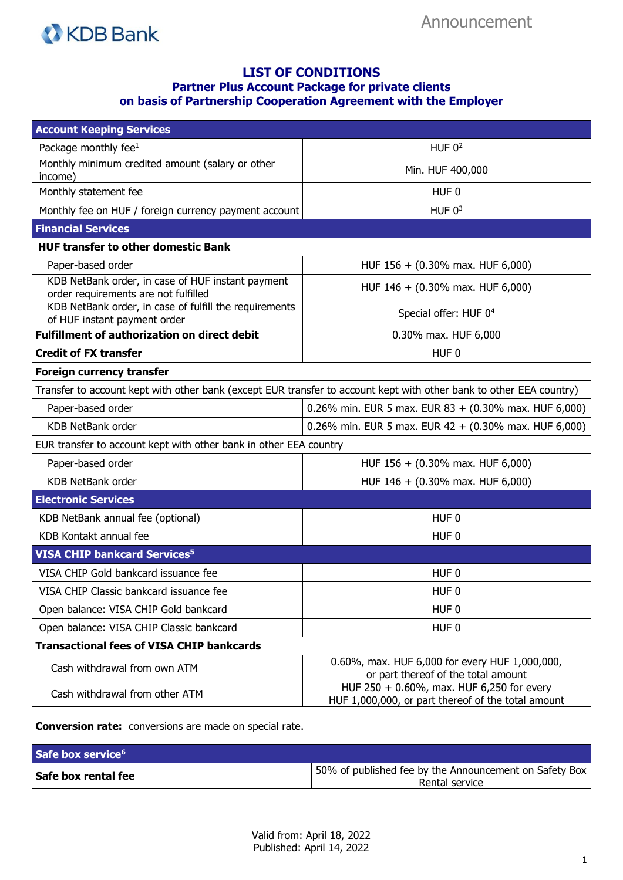KDB Bank

Announcement

# LIST OF CONDITIONS
## Partner Plus Account Package for private clients on basis of Partnership Cooperation Agreement with the Employer

| **Account Keeping Services** | |
|---|---|
| Package monthly fee[1] | HUF 0[2] |
| Monthly minimum credited amount (salary or other income) | Min. HUF 400,000 |
| Monthly statement fee | HUF 0 |
| Monthly fee on HUF / foreign currency payment account | HUF 0[3] |
| **Financial Services** | |
| **HUF transfer to other domestic Bank** | |
| Paper-based order | HUF 156 + (0.30% max. HUF 6,000) |
| KDB NetBank order, in case of HUF instant payment order requirements are not fulfilled | HUF 146 + (0.30% max. HUF 6,000) |
| KDB NetBank order, in case of fulfill the requirements of HUF instant payment order | Special offer: HUF 0[4] |
| **Fulfillment of authorization on direct debit** | 0.30% max. HUF 6,000 |
| **Credit of FX transfer** | HUF 0 |
| **Foreign currency transfer** | |
| Transfer to account kept with other bank (except EUR transfer to account kept with other bank to other EEA country) | |
| Paper-based order | 0.26% min. EUR 5 max. EUR 83 + (0.30% max. HUF 6,000) |
| KDB NetBank order | 0.26% min. EUR 5 max. EUR 42 + (0.30% max. HUF 6,000) |
| EUR transfer to account kept with other bank in other EEA country | |
| Paper-based order | HUF 156 + (0.30% max. HUF 6,000) |
| KDB NetBank order | HUF 146 + (0.30% max. HUF 6,000) |
| **Electronic Services** | |
| KDB NetBank annual fee (optional) | HUF 0 |
| KDB Kontakt annual fee | HUF 0 |
| **VISA CHIP bankcard Services[5]** | |
| VISA CHIP Gold bankcard issuance fee | HUF 0 |
| VISA CHIP Classic bankcard issuance fee | HUF 0 |
| Open balance: VISA CHIP Gold bankcard | HUF 0 |
| Open balance: VISA CHIP Classic bankcard | HUF 0 |
| **Transactional fees of VISA CHIP bankcards** | |
| Cash withdrawal from own ATM | 0.60%, max. HUF 6,000 for every HUF 1,000,000, or part thereof of the total amount |
| Cash withdrawal from other ATM | HUF 250 + 0.60%, max. HUF 6,250 for every HUF 1,000,000, or part thereof of the total amount |

**Conversion rate:** conversions are made on special rate.

| **Safe box service[6]** | |
|---|---|
| **Safe box rental fee** | 50% of published fee by the Announcement on Safety Box Rental service |

Valid from: April 18, 2022
Published: April 14, 2022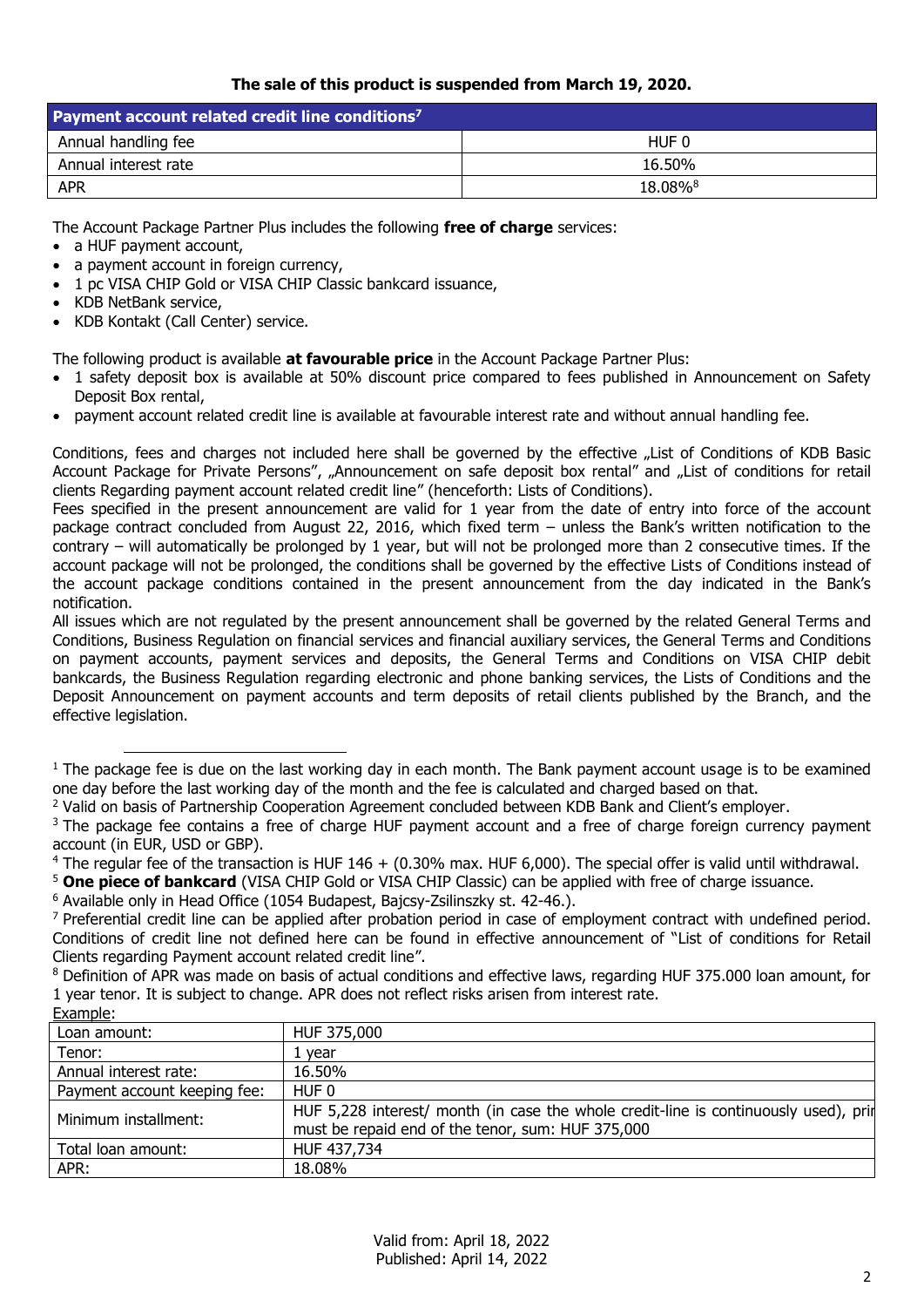**The sale of this product is suspended from March 19, 2020.**

| Payment account related credit line conditions[7] | |
|---|---|
| Annual handling fee | HUF 0 |
| Annual interest rate | 16.50% |
| APR | 18.08%[8] |

The Account Package Partner Plus includes the following **free of charge** services:

- a HUF payment account,
- a payment account in foreign currency,
- 1 pc VISA CHIP Gold or VISA CHIP Classic bankcard issuance,
- KDB NetBank service,
- KDB Kontakt (Call Center) service.

The following product is available **at favourable price** in the Account Package Partner Plus:

- 1 safety deposit box is available at 50% discount price compared to fees published in Announcement on Safety Deposit Box rental,
- payment account related credit line is available at favourable interest rate and without annual handling fee.

Conditions, fees and charges not included here shall be governed by the effective „List of Conditions of KDB Basic Account Package for Private Persons", „Announcement on safe deposit box rental" and „List of conditions for retail clients Regarding payment account related credit line" (henceforth: Lists of Conditions).

Fees specified in the present announcement are valid for 1 year from the date of entry into force of the account package contract concluded from August 22, 2016, which fixed term – unless the Bank's written notification to the contrary – will automatically be prolonged by 1 year, but will not be prolonged more than 2 consecutive times. If the account package will not be prolonged, the conditions shall be governed by the effective Lists of Conditions instead of the account package conditions contained in the present announcement from the day indicated in the Bank's notification.

All issues which are not regulated by the present announcement shall be governed by the related General Terms and Conditions, Business Regulation on financial services and financial auxiliary services, the General Terms and Conditions on payment accounts, payment services and deposits, the General Terms and Conditions on VISA CHIP debit bankcards, the Business Regulation regarding electronic and phone banking services, the Lists of Conditions and the Deposit Announcement on payment accounts and term deposits of retail clients published by the Branch, and the effective legislation.

---

[1] The package fee is due on the last working day in each month. The Bank payment account usage is to be examined one day before the last working day of the month and the fee is calculated and charged based on that.

[2] Valid on basis of Partnership Cooperation Agreement concluded between KDB Bank and Client's employer.

[3] The package fee contains a free of charge HUF payment account and a free of charge foreign currency payment account (in EUR, USD or GBP).

[4] The regular fee of the transaction is HUF 146 + (0.30% max. HUF 6,000). The special offer is valid until withdrawal.

[5] **One piece of bankcard** (VISA CHIP Gold or VISA CHIP Classic) can be applied with free of charge issuance.

[6] Available only in Head Office (1054 Budapest, Bajcsy-Zsilinszky st. 42-46.).

[7] Preferential credit line can be applied after probation period in case of employment contract with undefined period. Conditions of credit line not defined here can be found in effective announcement of "List of conditions for Retail Clients regarding Payment account related credit line".

[8] Definition of APR was made on basis of actual conditions and effective laws, regarding HUF 375.000 loan amount, for 1 year tenor. It is subject to change. APR does not reflect risks arisen from interest rate.

Example:

| | |
|---|---|
| Loan amount: | HUF 375,000 |
| Tenor: | 1 year |
| Annual interest rate: | 16.50% |
| Payment account keeping fee: | HUF 0 |
| Minimum installment: | HUF 5,228 interest/ month (in case the whole credit-line is continuously used), prir must be repaid end of the tenor, sum: HUF 375,000 |
| Total loan amount: | HUF 437,734 |
| APR: | 18.08% |

Valid from: April 18, 2022
Published: April 14, 2022